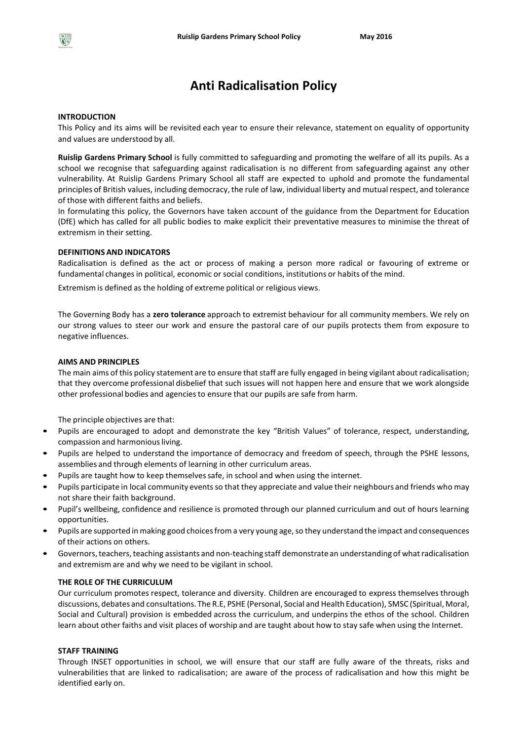# Anti Radicalisation Policy

**INTRODUCTION**

This Policy and its aims will be revisited each year to ensure their relevance, statement on equality of opportunity and values are understood by all.

**Ruislip Gardens Primary School** is fully committed to safeguarding and promoting the welfare of all its pupils. As a school we recognise that safeguarding against radicalisation is no different from safeguarding against any other vulnerability. At Ruislip Gardens Primary School all staff are expected to uphold and promote the fundamental principles of British values, including democracy, the rule of law, individual liberty and mutual respect, and tolerance of those with different faiths and beliefs.

In formulating this policy, the Governors have taken account of the guidance from the Department for Education (DfE) which has called for all public bodies to make explicit their preventative measures to minimise the threat of extremism in their setting.

**DEFINITIONS AND INDICATORS**

Radicalisation is defined as the act or process of making a person more radical or favouring of extreme or fundamental changes in political, economic or social conditions, institutions or habits of the mind.

Extremism is defined as the holding of extreme political or religious views.

The Governing Body has a **zero tolerance** approach to extremist behaviour for all community members. We rely on our strong values to steer our work and ensure the pastoral care of our pupils protects them from exposure to negative influences.

**AIMS AND PRINCIPLES**

The main aims of this policy statement are to ensure that staff are fully engaged in being vigilant about radicalisation; that they overcome professional disbelief that such issues will not happen here and ensure that we work alongside other professional bodies and agencies to ensure that our pupils are safe from harm.

The principle objectives are that:

- Pupils are encouraged to adopt and demonstrate the key "British Values" of tolerance, respect, understanding, compassion and harmonious living.
- Pupils are helped to understand the importance of democracy and freedom of speech, through the PSHE lessons, assemblies and through elements of learning in other curriculum areas.
- Pupils are taught how to keep themselves safe, in school and when using the internet.
- Pupils participate in local community events so that they appreciate and value their neighbours and friends who may not share their faith background.
- Pupil's wellbeing, confidence and resilience is promoted through our planned curriculum and out of hours learning opportunities.
- Pupils are supported in making good choices from a very young age, so they understand the impact and consequences of their actions on others.
- Governors, teachers, teaching assistants and non-teaching staff demonstrate an understanding of what radicalisation and extremism are and why we need to be vigilant in school.

**THE ROLE OF THE CURRICULUM**

Our curriculum promotes respect, tolerance and diversity. Children are encouraged to express themselves through discussions, debates and consultations. The R.E, PSHE (Personal, Social and Health Education), SMSC (Spiritual, Moral, Social and Cultural) provision is embedded across the curriculum, and underpins the ethos of the school. Children learn about other faiths and visit places of worship and are taught about how to stay safe when using the Internet.

**STAFF TRAINING**

Through INSET opportunities in school, we will ensure that our staff are fully aware of the threats, risks and vulnerabilities that are linked to radicalisation; are aware of the process of radicalisation and how this might be identified early on.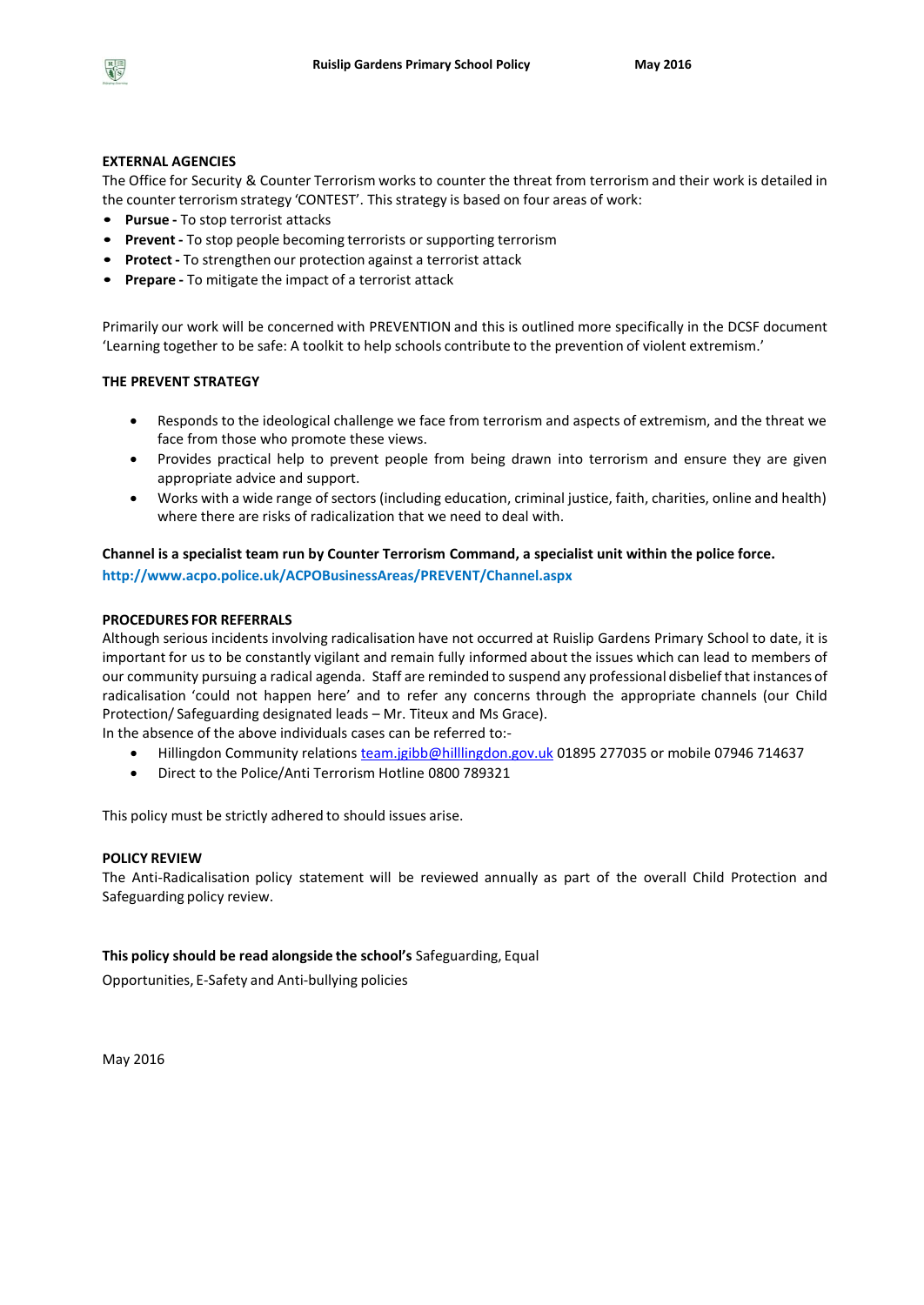**EXTERNAL AGENCIES**

The Office for Security & Counter Terrorism works to counter the threat from terrorism and their work is detailed in the counter terrorism strategy 'CONTEST'. This strategy is based on four areas of work:

- **Pursue -** To stop terrorist attacks
- **Prevent -** To stop people becoming terrorists or supporting terrorism
- **Protect -** To strengthen our protection against a terrorist attack
- **Prepare -** To mitigate the impact of a terrorist attack

Primarily our work will be concerned with PREVENTION and this is outlined more specifically in the DCSF document 'Learning together to be safe: A toolkit to help schools contribute to the prevention of violent extremism.'

**THE PREVENT STRATEGY**

- Responds to the ideological challenge we face from terrorism and aspects of extremism, and the threat we face from those who promote these views.
- Provides practical help to prevent people from being drawn into terrorism and ensure they are given appropriate advice and support.
- Works with a wide range of sectors (including education, criminal justice, faith, charities, online and health) where there are risks of radicalization that we need to deal with.

**Channel is a specialist team run by Counter Terrorism Command, a specialist unit within the police force.**
**http://www.acpo.police.uk/ACPOBusinessAreas/PREVENT/Channel.aspx**

**PROCEDURES FOR REFERRALS**

Although serious incidents involving radicalisation have not occurred at Ruislip Gardens Primary School to date, it is important for us to be constantly vigilant and remain fully informed about the issues which can lead to members of our community pursuing a radical agenda. Staff are reminded to suspend any professional disbelief that instances of radicalisation 'could not happen here' and to refer any concerns through the appropriate channels (our Child Protection/ Safeguarding designated leads – Mr. Titeux and Ms Grace).
In the absence of the above individuals cases can be referred to:-

- Hillingdon Community relations team.jgibb@hilllingdon.gov.uk 01895 277035 or mobile 07946 714637
- Direct to the Police/Anti Terrorism Hotline 0800 789321

This policy must be strictly adhered to should issues arise.

**POLICY REVIEW**

The Anti-Radicalisation policy statement will be reviewed annually as part of the overall Child Protection and Safeguarding policy review.

**This policy should be read alongside the school's** Safeguarding, Equal Opportunities, E-Safety and Anti-bullying policies

May 2016